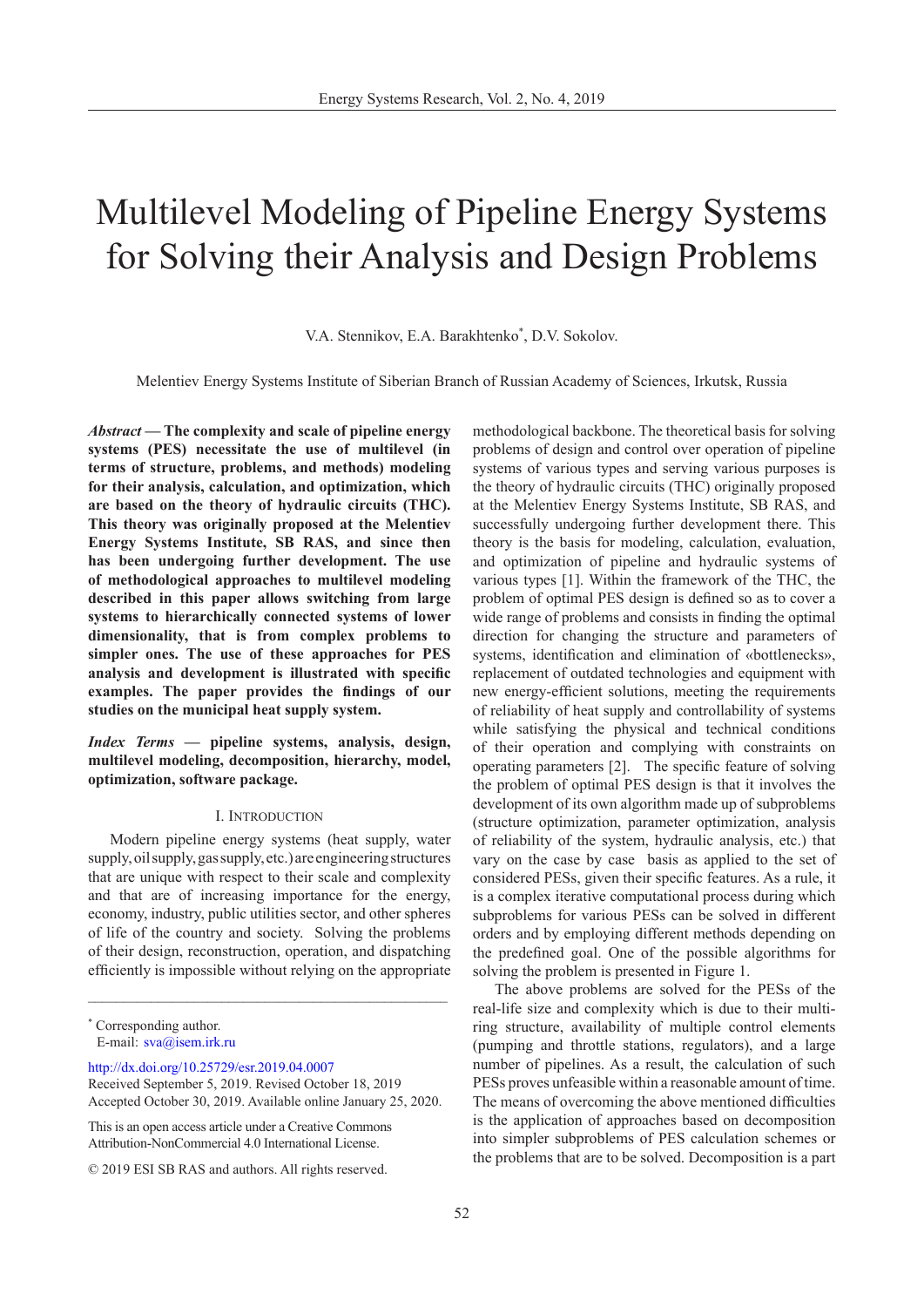# Multilevel Modeling of Pipeline Energy Systems for Solving their Analysis and Design Problems

V.A. Stennikov, E.A. Barakhtenko*, D.V. Sokolov.

Melentiev Energy Systems Institute of Siberian Branch of Russian Academy of Sciences, Irkutsk, Russia

***Abstract* — The complexity and scale of pipeline energy systems (PES) necessitate the use of multilevel (in terms of structure, problems, and methods) modeling for their analysis, calculation, and optimization, which are based on the theory of hydraulic circuits (THC). This theory was originally proposed at the Melentiev Energy Systems Institute, SB RAS, and since then has been undergoing further development. The use of methodological approaches to multilevel modeling described in this paper allows switching from large systems to hierarchically connected systems of lower dimensionality, that is from complex problems to simpler ones. The use of these approaches for PES analysis and development is illustrated with specific examples. The paper provides the findings of our studies on the municipal heat supply system.**

***Index Terms* — pipeline systems, analysis, design, multilevel modeling, decomposition, hierarchy, model, optimization, software package.**

## I. Introduction

Modern pipeline energy systems (heat supply, water supply, oil supply, gas supply, etc.) are engineering structures that are unique with respect to their scale and complexity and that are of increasing importance for the energy, economy, industry, public utilities sector, and other spheres of life of the country and society. Solving the problems of their design, reconstruction, operation, and dispatching efficiently is impossible without relying on the appropriate methodological backbone. The theoretical basis for solving problems of design and control over operation of pipeline systems of various types and serving various purposes is the theory of hydraulic circuits (THC) originally proposed at the Melentiev Energy Systems Institute, SB RAS, and successfully undergoing further development there. This theory is the basis for modeling, calculation, evaluation, and optimization of pipeline and hydraulic systems of various types [1]. Within the framework of the THC, the problem of optimal PES design is defined so as to cover a wide range of problems and consists in finding the optimal direction for changing the structure and parameters of systems, identification and elimination of «bottlenecks», replacement of outdated technologies and equipment with new energy-efficient solutions, meeting the requirements of reliability of heat supply and controllability of systems while satisfying the physical and technical conditions of their operation and complying with constraints on operating parameters [2]. The specific feature of solving the problem of optimal PES design is that it involves the development of its own algorithm made up of subproblems (structure optimization, parameter optimization, analysis of reliability of the system, hydraulic analysis, etc.) that vary on the case by case basis as applied to the set of considered PESs, given their specific features. As a rule, it is a complex iterative computational process during which subproblems for various PESs can be solved in different orders and by employing different methods depending on the predefined goal. One of the possible algorithms for solving the problem is presented in Figure 1.

The above problems are solved for the PESs of the real-life size and complexity which is due to their multi-ring structure, availability of multiple control elements (pumping and throttle stations, regulators), and a large number of pipelines. As a result, the calculation of such PESs proves unfeasible within a reasonable amount of time. The means of overcoming the above mentioned difficulties is the application of approaches based on decomposition into simpler subproblems of PES calculation schemes or the problems that are to be solved. Decomposition is a part

---

* Corresponding author.
E-mail: sva@isem.irk.ru

http://dx.doi.org/10.25729/esr.2019.04.0007
Received September 5, 2019. Revised October 18, 2019
Accepted October 30, 2019. Available online January 25, 2020.

This is an open access article under a Creative Commons Attribution-NonCommercial 4.0 International License.

© 2019 ESI SB RAS and authors. All rights reserved.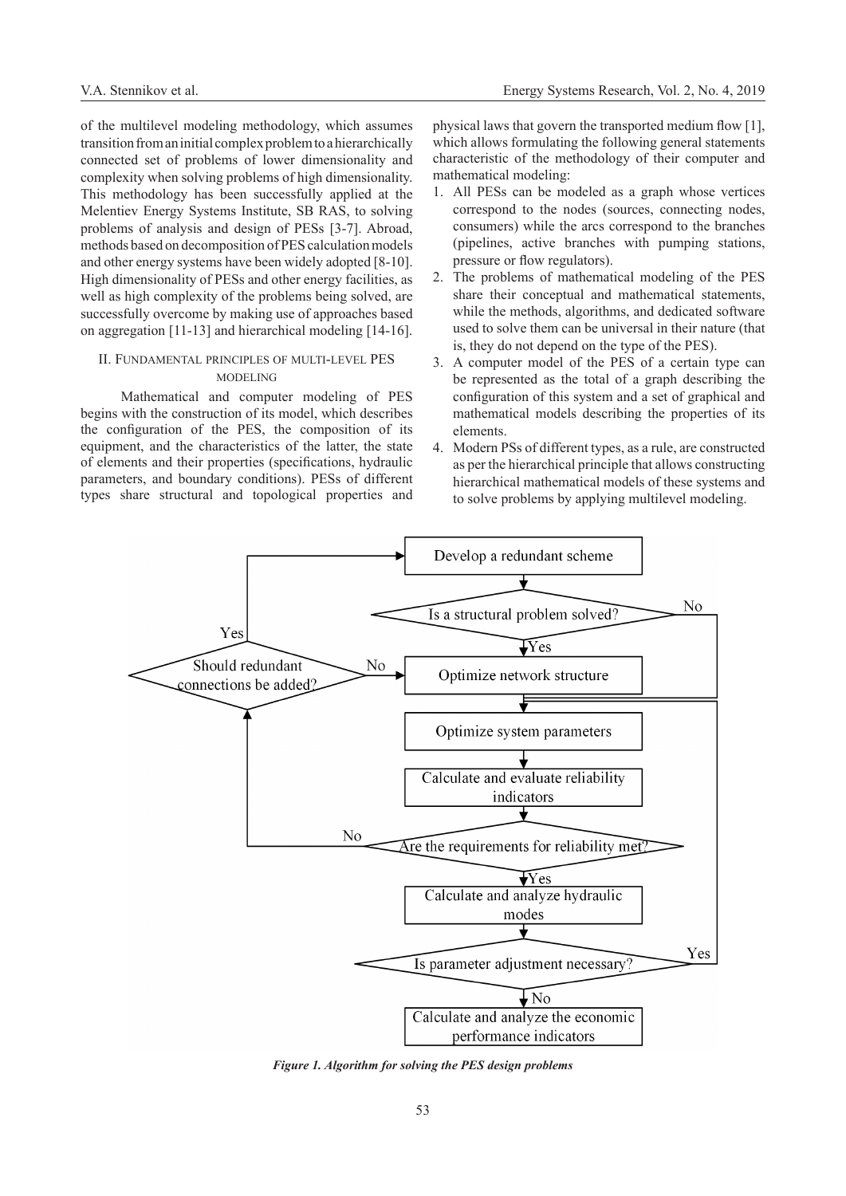of the multilevel modeling methodology, which assumes transition from an initial complex problem to a hierarchically connected set of problems of lower dimensionality and complexity when solving problems of high dimensionality. This methodology has been successfully applied at the Melentiev Energy Systems Institute, SB RAS, to solving problems of analysis and design of PESs [3-7]. Abroad, methods based on decomposition of PES calculation models and other energy systems have been widely adopted [8-10]. High dimensionality of PESs and other energy facilities, as well as high complexity of the problems being solved, are successfully overcome by making use of approaches based on aggregation [11-13] and hierarchical modeling [14-16].

## II. Fundamental principles of multi-level PES modeling

Mathematical and computer modeling of PES begins with the construction of its model, which describes the configuration of the PES, the composition of its equipment, and the characteristics of the latter, the state of elements and their properties (specifications, hydraulic parameters, and boundary conditions). PESs of different types share structural and topological properties and physical laws that govern the transported medium flow [1], which allows formulating the following general statements characteristic of the methodology of their computer and mathematical modeling:

1. All PESs can be modeled as a graph whose vertices correspond to the nodes (sources, connecting nodes, consumers) while the arcs correspond to the branches (pipelines, active branches with pumping stations, pressure or flow regulators).
2. The problems of mathematical modeling of the PES share their conceptual and mathematical statements, while the methods, algorithms, and dedicated software used to solve them can be universal in their nature (that is, they do not depend on the type of the PES).
3. A computer model of the PES of a certain type can be represented as the total of a graph describing the configuration of this system and a set of graphical and mathematical models describing the properties of its elements.
4. Modern PSs of different types, as a rule, are constructed as per the hierarchical principle that allows constructing hierarchical mathematical models of these systems and to solve problems by applying multilevel modeling.

*Figure 1. Algorithm for solving the PES design problems*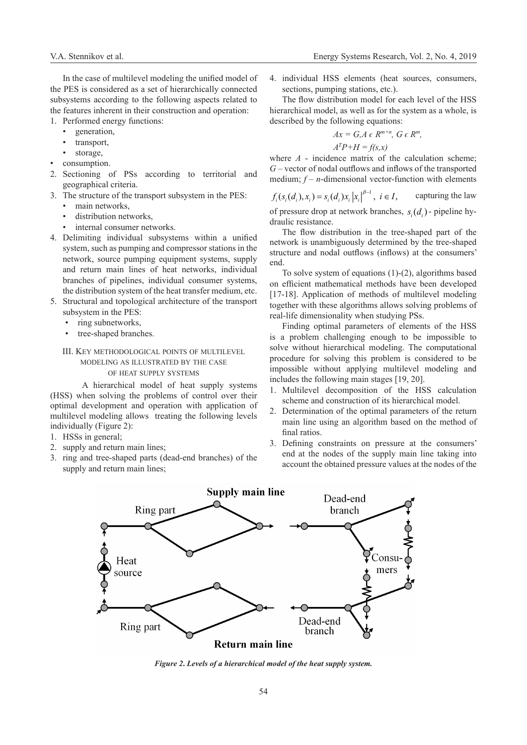In the case of multilevel modeling the unified model of the PES is considered as a set of hierarchically connected subsystems according to the following aspects related to the features inherent in their construction and operation:

1. Performed energy functions:
   - generation,
   - transport,
   - storage,
- consumption.
2. Sectioning of PSs according to territorial and geographical criteria.
3. The structure of the transport subsystem in the PES:
   - main networks,
   - distribution networks,
   - internal consumer networks.
4. Delimiting individual subsystems within a unified system, such as pumping and compressor stations in the network, source pumping equipment systems, supply and return main lines of heat networks, individual branches of pipelines, individual consumer systems, the distribution system of the heat transfer medium, etc.
5. Structural and topological architecture of the transport subsystem in the PES:
   - ring subnetworks,
   - tree-shaped branches.

## III. Key methodological points of multilevel modeling as illustrated by the case of heat supply systems

A hierarchical model of heat supply systems (HSS) when solving the problems of control over their optimal development and operation with application of multilevel modeling allows treating the following levels individually (Figure 2):

1. HSSs in general;
2. supply and return main lines;
3. ring and tree-shaped parts (dead-end branches) of the supply and return main lines;
4. individual HSS elements (heat sources, consumers, sections, pumping stations, etc.).

The flow distribution model for each level of the HSS hierarchical model, as well as for the system as a whole, is described by the following equations:

$$Ax = G, A \in R^{m \times n}, G \in R^{m},$$

$$A^{T}P + H = f(s,x)$$

where $A$ - incidence matrix of the calculation scheme; $G$ – vector of nodal outflows and inflows of the transported medium; $f$ – $n$-dimensional vector-function with elements $f_i(s_i(d_i), x_i) = s_i(d_i)x_i|x_i|^{\beta-1},\ i \in I,$ capturing the law of pressure drop at network branches, $s_i(d_i)$ - pipeline hydraulic resistance.

The flow distribution in the tree-shaped part of the network is unambiguously determined by the tree-shaped structure and nodal outflows (inflows) at the consumers' end.

To solve system of equations (1)-(2), algorithms based on efficient mathematical methods have been developed [17-18]. Application of methods of multilevel modeling together with these algorithms allows solving problems of real-life dimensionality when studying PSs.

Finding optimal parameters of elements of the HSS is a problem challenging enough to be impossible to solve without hierarchical modeling. The computational procedure for solving this problem is considered to be impossible without applying multilevel modeling and includes the following main stages [19, 20].

1. Multilevel decomposition of the HSS calculation scheme and construction of its hierarchical model.
2. Determination of the optimal parameters of the return main line using an algorithm based on the method of final ratios.
3. Defining constraints on pressure at the consumers' end at the nodes of the supply main line taking into account the obtained pressure values at the nodes of the

*Figure 2. Levels of a hierarchical model of the heat supply system.*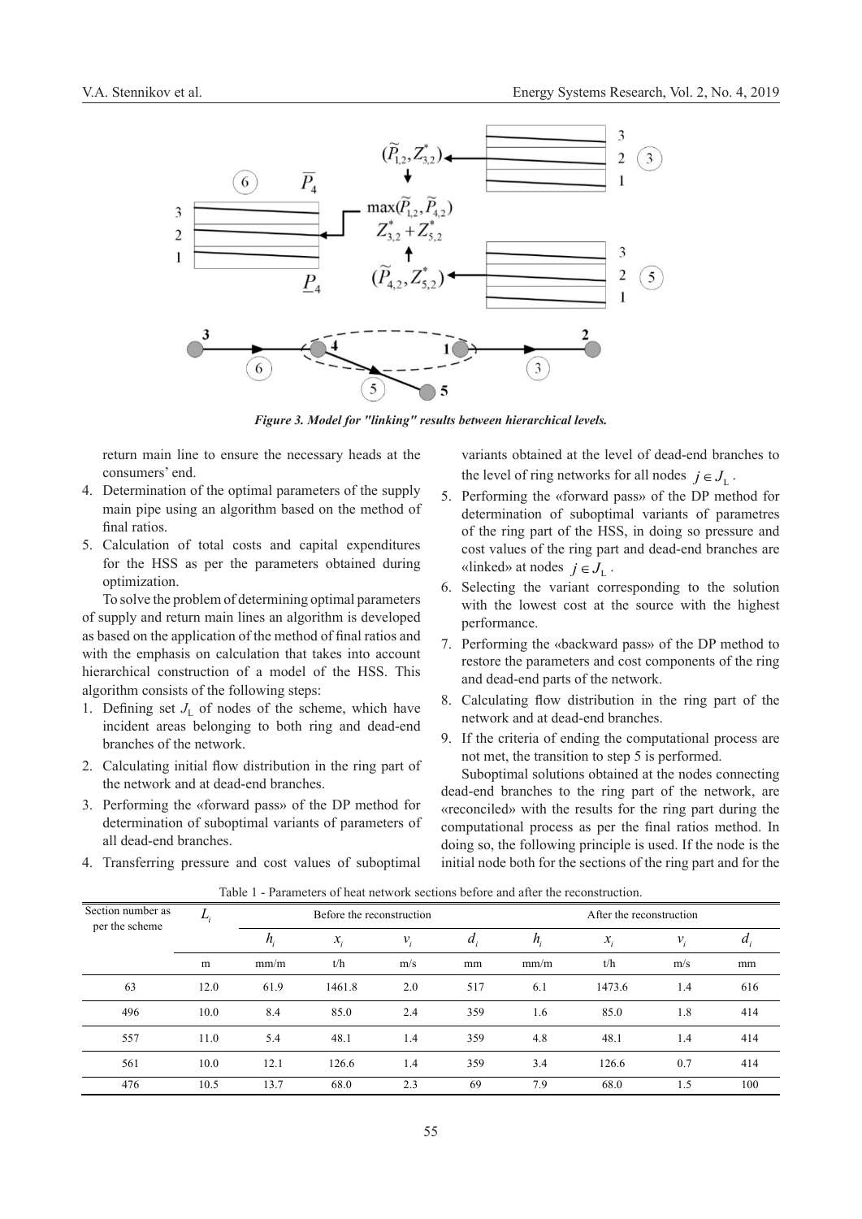*Figure 3. Model for "linking" results between hierarchical levels.*

return main line to ensure the necessary heads at the consumers' end.

4. Determination of the optimal parameters of the supply main pipe using an algorithm based on the method of final ratios.
5. Calculation of total costs and capital expenditures for the HSS as per the parameters obtained during optimization.

To solve the problem of determining optimal parameters of supply and return main lines an algorithm is developed as based on the application of the method of final ratios and with the emphasis on calculation that takes into account hierarchical construction of a model of the HSS. This algorithm consists of the following steps:

1. Defining set $J_L$ of nodes of the scheme, which have incident areas belonging to both ring and dead-end branches of the network.
2. Calculating initial flow distribution in the ring part of the network and at dead-end branches.
3. Performing the «forward pass» of the DP method for determination of suboptimal variants of parameters of all dead-end branches.
4. Transferring pressure and cost values of suboptimal variants obtained at the level of dead-end branches to the level of ring networks for all nodes $j \in J_L$.
5. Performing the «forward pass» of the DP method for determination of suboptimal variants of parametres of the ring part of the HSS, in doing so pressure and cost values of the ring part and dead-end branches are «linked» at nodes $j \in J_L$.
6. Selecting the variant corresponding to the solution with the lowest cost at the source with the highest performance.
7. Performing the «backward pass» of the DP method to restore the parameters and cost components of the ring and dead-end parts of the network.
8. Calculating flow distribution in the ring part of the network and at dead-end branches.
9. If the criteria of ending the computational process are not met, the transition to step 5 is performed.

Suboptimal solutions obtained at the nodes connecting dead-end branches to the ring part of the network, are «reconciled» with the results for the ring part during the computational process as per the final ratios method. In doing so, the following principle is used. If the node is the initial node both for the sections of the ring part and for the

Table 1 - Parameters of heat network sections before and after the reconstruction.

| Section number as per the scheme | $L_i$ | Before the reconstruction | | | | After the reconstruction | | | |
|---|---|---|---|---|---|---|---|---|---|
| | | $h_i$ | $x_i$ | $v_i$ | $d_i$ | $h_i$ | $x_i$ | $v_i$ | $d_i$ |
| | m | mm/m | t/h | m/s | mm | mm/m | t/h | m/s | mm |
| 63 | 12.0 | 61.9 | 1461.8 | 2.0 | 517 | 6.1 | 1473.6 | 1.4 | 616 |
| 496 | 10.0 | 8.4 | 85.0 | 2.4 | 359 | 1.6 | 85.0 | 1.8 | 414 |
| 557 | 11.0 | 5.4 | 48.1 | 1.4 | 359 | 4.8 | 48.1 | 1.4 | 414 |
| 561 | 10.0 | 12.1 | 126.6 | 1.4 | 359 | 3.4 | 126.6 | 0.7 | 414 |
| 476 | 10.5 | 13.7 | 68.0 | 2.3 | 69 | 7.9 | 68.0 | 1.5 | 100 |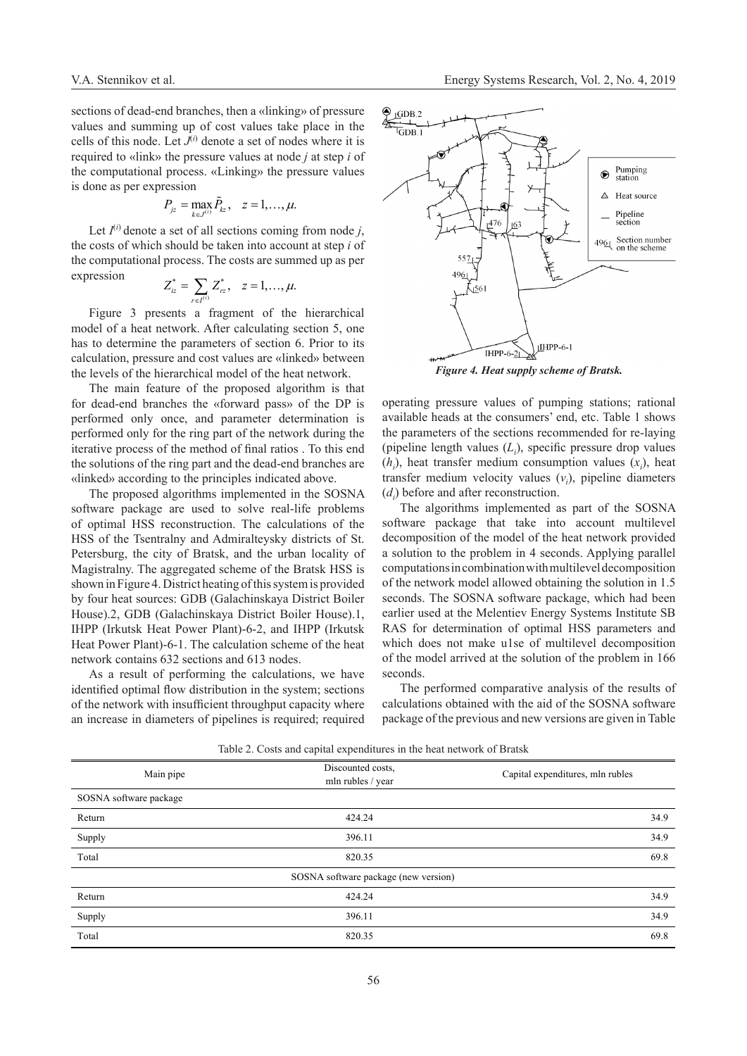sections of dead-end branches, then a «linking» of pressure values and summing up of cost values take place in the cells of this node. Let $J^{(i)}$ denote a set of nodes where it is required to «link» the pressure values at node $j$ at step $i$ of the computational process. «Linking» the pressure values is done as per expression

$$P_{jz} = \max_{k \in J^{(i)}} \tilde{P}_{kz}, \quad z = 1, \ldots, \mu.$$

Let $I^{(i)}$ denote a set of all sections coming from node $j$, the costs of which should be taken into account at step $i$ of the computational process. The costs are summed up as per expression

$$Z^{*}_{iz} = \sum_{r \in I^{(i)}} Z^{*}_{rz}, \quad z = 1, \ldots, \mu.$$

Figure 3 presents a fragment of the hierarchical model of a heat network. After calculating section 5, one has to determine the parameters of section 6. Prior to its calculation, pressure and cost values are «linked» between the levels of the hierarchical model of the heat network.

The main feature of the proposed algorithm is that for dead-end branches the «forward pass» of the DP is performed only once, and parameter determination is performed only for the ring part of the network during the iterative process of the method of final ratios . To this end the solutions of the ring part and the dead-end branches are «linked» according to the principles indicated above.

The proposed algorithms implemented in the SOSNA software package are used to solve real-life problems of optimal HSS reconstruction. The calculations of the HSS of the Tsentralny and Admiralteysky districts of St. Petersburg, the city of Bratsk, and the urban locality of Magistralny. The aggregated scheme of the Bratsk HSS is shown in Figure 4. District heating of this system is provided by four heat sources: GDB (Galachinskaya District Boiler House).1, GDB (Galachinskaya District Boiler House).2, IHPP (Irkutsk Heat Power Plant)-6-2, and IHPP (Irkutsk Heat Power Plant)-6-1. The calculation scheme of the heat network contains 632 sections and 613 nodes.

As a result of performing the calculations, we have identified optimal flow distribution in the system; sections of the network with insufficient throughput capacity where an increase in diameters of pipelines is required; required operating pressure values of pumping stations; rational available heads at the consumers' end, etc. Table 1 shows the parameters of the sections recommended for re-laying (pipeline length values ($L_i$), specific pressure drop values ($h_i$), heat transfer medium consumption values ($x_i$), heat transfer medium velocity values ($v_i$), pipeline diameters ($d_i$) before and after reconstruction.

*Figure 4. Heat supply scheme of Bratsk.*

The algorithms implemented as part of the SOSNA software package that take into account multilevel decomposition of the model of the heat network provided a solution to the problem in 4 seconds. Applying parallel computations in combination with multilevel decomposition of the network model allowed obtaining the solution in 1.5 seconds. The SOSNA software package, which had been earlier used at the Melentiev Energy Systems Institute SB RAS for determination of optimal HSS parameters and which does not make u1se of multilevel decomposition of the model arrived at the solution of the problem in 166 seconds.

The performed comparative analysis of the results of calculations obtained with the aid of the SOSNA software package of the previous and new versions are given in Table

Table 2. Costs and capital expenditures in the heat network of Bratsk

| Main pipe | Discounted costs, mln rubles / year | Capital expenditures, mln rubles |
|---|---|---|
| SOSNA software package | | |
| Return | 424.24 | 34.9 |
| Supply | 396.11 | 34.9 |
| Total | 820.35 | 69.8 |
| SOSNA software package (new version) | | |
| Return | 424.24 | 34.9 |
| Supply | 396.11 | 34.9 |
| Total | 820.35 | 69.8 |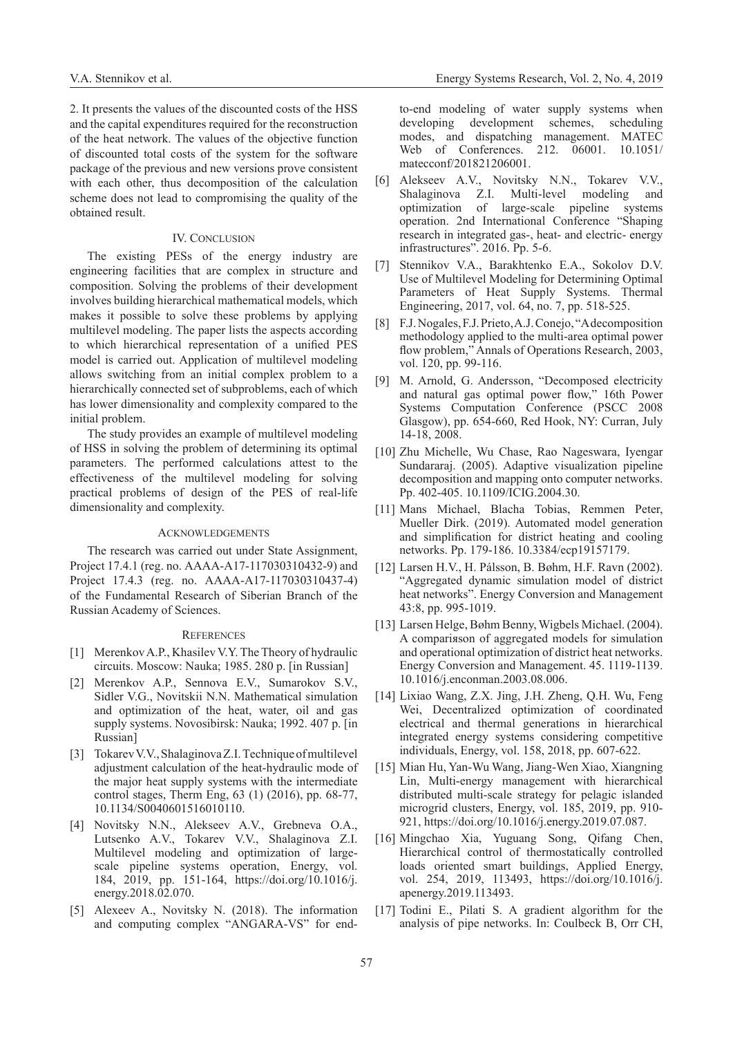2. It presents the values of the discounted costs of the HSS and the capital expenditures required for the reconstruction of the heat network. The values of the objective function of discounted total costs of the system for the software package of the previous and new versions prove consistent with each other, thus decomposition of the calculation scheme does not lead to compromising the quality of the obtained result.

## IV. Conclusion

The existing PESs of the energy industry are engineering facilities that are complex in structure and composition. Solving the problems of their development involves building hierarchical mathematical models, which makes it possible to solve these problems by applying multilevel modeling. The paper lists the aspects according to which hierarchical representation of a unified PES model is carried out. Application of multilevel modeling allows switching from an initial complex problem to a hierarchically connected set of subproblems, each of which has lower dimensionality and complexity compared to the initial problem.

The study provides an example of multilevel modeling of HSS in solving the problem of determining its optimal parameters. The performed calculations attest to the effectiveness of the multilevel modeling for solving practical problems of design of the PES of real-life dimensionality and complexity.

## Acknowledgements

The research was carried out under State Assignment, Project 17.4.1 (reg. no. AAAA-A17-117030310432-9) and Project 17.4.3 (reg. no. AAAA-A17-117030310437-4) of the Fundamental Research of Siberian Branch of the Russian Academy of Sciences.

## References

[1] Merenkov A.P., Khasilev V.Y. The Theory of hydraulic circuits. Moscow: Nauka; 1985. 280 p. [in Russian]

[2] Merenkov A.P., Sennova E.V., Sumarokov S.V., Sidler V.G., Novitskii N.N. Mathematical simulation and optimization of the heat, water, oil and gas supply systems. Novosibirsk: Nauka; 1992. 407 p. [in Russian]

[3] Tokarev V.V., Shalaginova Z.I. Technique of multilevel adjustment calculation of the heat-hydraulic mode of the major heat supply systems with the intermediate control stages, Therm Eng, 63 (1) (2016), pp. 68-77, 10.1134/S0040601516010110.

[4] Novitsky N.N., Alekseev A.V., Grebneva O.A., Lutsenko A.V., Tokarev V.V., Shalaginova Z.I. Multilevel modeling and optimization of large-scale pipeline systems operation, Energy, vol. 184, 2019, pp. 151-164, https://doi.org/10.1016/j.energy.2018.02.070.

[5] Alexeev A., Novitsky N. (2018). The information and computing complex "ANGARA-VS" for end-to-end modeling of water supply systems when developing development schemes, scheduling modes, and dispatching management. MATEC Web of Conferences. 212. 06001. 10.1051/matecconf/201821206001.

[6] Alekseev A.V., Novitsky N.N., Tokarev V.V., Shalaginova Z.I. Multi-level modeling and optimization of large-scale pipeline systems operation. 2nd International Conference "Shaping research in integrated gas-, heat- and electric- energy infrastructures". 2016. Pp. 5-6.

[7] Stennikov V.A., Barakhtenko E.A., Sokolov D.V. Use of Multilevel Modeling for Determining Optimal Parameters of Heat Supply Systems. Thermal Engineering, 2017, vol. 64, no. 7, pp. 518-525.

[8] F.J. Nogales, F.J. Prieto, A.J. Conejo, "A decomposition methodology applied to the multi-area optimal power flow problem," Annals of Operations Research, 2003, vol. 120, pp. 99-116.

[9] M. Arnold, G. Andersson, "Decomposed electricity and natural gas optimal power flow," 16th Power Systems Computation Conference (PSCC 2008 Glasgow), pp. 654-660, Red Hook, NY: Curran, July 14-18, 2008.

[10] Zhu Michelle, Wu Chase, Rao Nageswara, Iyengar Sundararaj. (2005). Adaptive visualization pipeline decomposition and mapping onto computer networks. Pp. 402-405. 10.1109/ICIG.2004.30.

[11] Mans Michael, Blacha Tobias, Remmen Peter, Mueller Dirk. (2019). Automated model generation and simplification for district heating and cooling networks. Pp. 179-186. 10.3384/ecp19157179.

[12] Larsen H.V., H. Pálsson, B. Bøhm, H.F. Ravn (2002). "Aggregated dynamic simulation model of district heat networks". Energy Conversion and Management 43:8, pp. 995-1019.

[13] Larsen Helge, Bøhm Benny, Wigbels Michael. (2004). A compariяson of aggregated models for simulation and operational optimization of district heat networks. Energy Conversion and Management. 45. 1119-1139. 10.1016/j.enconman.2003.08.006.

[14] Lixiao Wang, Z.X. Jing, J.H. Zheng, Q.H. Wu, Feng Wei, Decentralized optimization of coordinated electrical and thermal generations in hierarchical integrated energy systems considering competitive individuals, Energy, vol. 158, 2018, pp. 607-622.

[15] Mian Hu, Yan-Wu Wang, Jiang-Wen Xiao, Xiangning Lin, Multi-energy management with hierarchical distributed multi-scale strategy for pelagic islanded microgrid clusters, Energy, vol. 185, 2019, pp. 910-921, https://doi.org/10.1016/j.energy.2019.07.087.

[16] Mingchao Xia, Yuguang Song, Qifang Chen, Hierarchical control of thermostatically controlled loads oriented smart buildings, Applied Energy, vol. 254, 2019, 113493, https://doi.org/10.1016/j.apenergy.2019.113493.

[17] Todini E., Pilati S. A gradient algorithm for the analysis of pipe networks. In: Coulbeck B, Orr CH,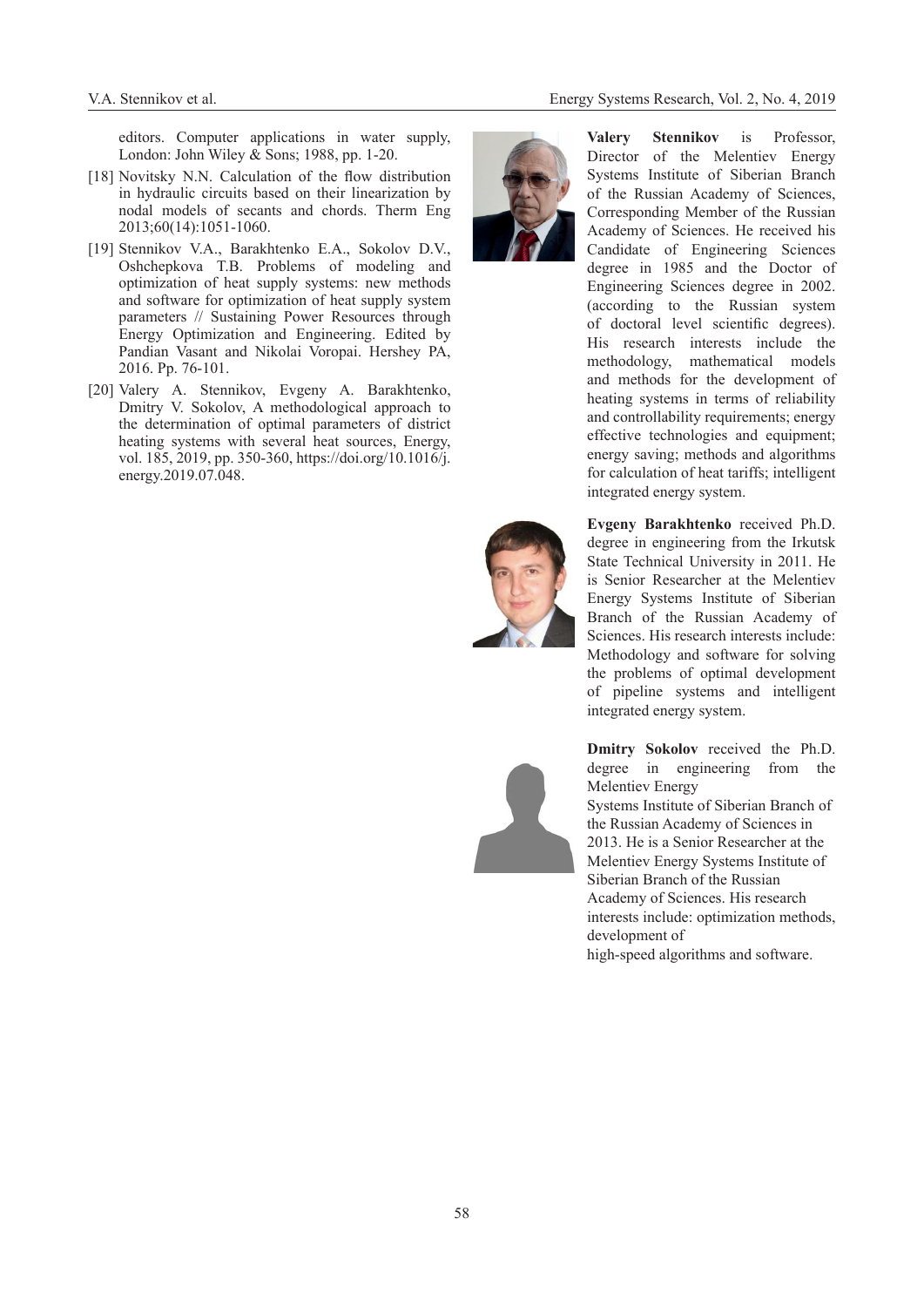editors. Computer applications in water supply, London: John Wiley & Sons; 1988, pp. 1-20.

[18] Novitsky N.N. Calculation of the flow distribution in hydraulic circuits based on their linearization by nodal models of secants and chords. Therm Eng 2013;60(14):1051-1060.

[19] Stennikov V.A., Barakhtenko E.A., Sokolov D.V., Oshchepkova T.B. Problems of modeling and optimization of heat supply systems: new methods and software for optimization of heat supply system parameters // Sustaining Power Resources through Energy Optimization and Engineering. Edited by Pandian Vasant and Nikolai Voropai. Hershey PA, 2016. Pp. 76-101.

[20] Valery A. Stennikov, Evgeny A. Barakhtenko, Dmitry V. Sokolov, A methodological approach to the determination of optimal parameters of district heating systems with several heat sources, Energy, vol. 185, 2019, pp. 350-360, https://doi.org/10.1016/j.energy.2019.07.048.

**Valery Stennikov** is Professor, Director of the Melentiev Energy Systems Institute of Siberian Branch of the Russian Academy of Sciences, Corresponding Member of the Russian Academy of Sciences. He received his Candidate of Engineering Sciences degree in 1985 and the Doctor of Engineering Sciences degree in 2002. (according to the Russian system of doctoral level scientific degrees). His research interests include the methodology, mathematical models and methods for the development of heating systems in terms of reliability and controllability requirements; energy effective technologies and equipment; energy saving; methods and algorithms for calculation of heat tariffs; intelligent integrated energy system.

**Evgeny Barakhtenko** received Ph.D. degree in engineering from the Irkutsk State Technical University in 2011. He is Senior Researcher at the Melentiev Energy Systems Institute of Siberian Branch of the Russian Academy of Sciences. His research interests include: Methodology and software for solving the problems of optimal development of pipeline systems and intelligent integrated energy system.

**Dmitry Sokolov** received the Ph.D. degree in engineering from the Melentiev Energy Systems Institute of Siberian Branch of the Russian Academy of Sciences in 2013. He is a Senior Researcher at the Melentiev Energy Systems Institute of Siberian Branch of the Russian Academy of Sciences. His research interests include: optimization methods, development of high-speed algorithms and software.